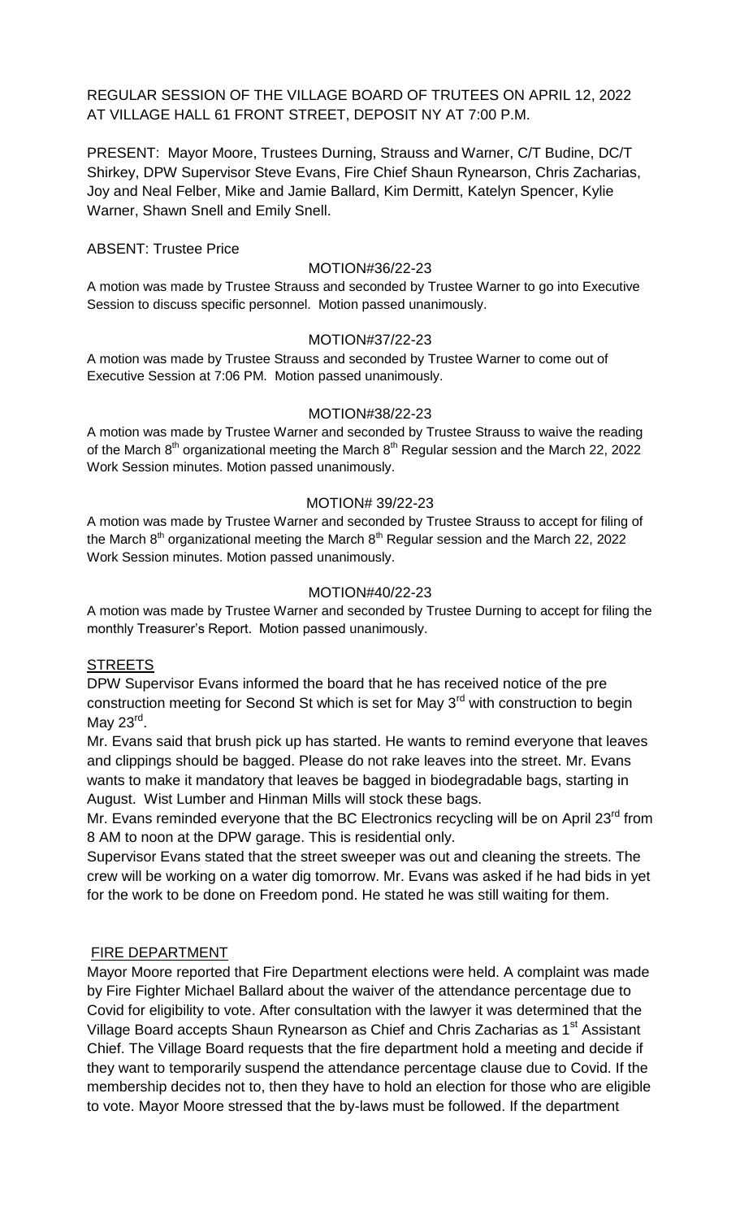REGULAR SESSION OF THE VILLAGE BOARD OF TRUTEES ON APRIL 12, 2022 AT VILLAGE HALL 61 FRONT STREET, DEPOSIT NY AT 7:00 P.M.

PRESENT: Mayor Moore, Trustees Durning, Strauss and Warner, C/T Budine, DC/T Shirkey, DPW Supervisor Steve Evans, Fire Chief Shaun Rynearson, Chris Zacharias, Joy and Neal Felber, Mike and Jamie Ballard, Kim Dermitt, Katelyn Spencer, Kylie Warner, Shawn Snell and Emily Snell.

ABSENT: Trustee Price

MOTION#36/22-23

A motion was made by Trustee Strauss and seconded by Trustee Warner to go into Executive Session to discuss specific personnel. Motion passed unanimously.

MOTION#37/22-23

A motion was made by Trustee Strauss and seconded by Trustee Warner to come out of Executive Session at 7:06 PM. Motion passed unanimously.

MOTION#38/22-23

A motion was made by Trustee Warner and seconded by Trustee Strauss to waive the reading of the March 8th organizational meeting the March 8th Regular session and the March 22, 2022 Work Session minutes. Motion passed unanimously.

MOTION# 39/22-23

A motion was made by Trustee Warner and seconded by Trustee Strauss to accept for filing of the March 8th organizational meeting the March 8th Regular session and the March 22, 2022 Work Session minutes. Motion passed unanimously.

MOTION#40/22-23

A motion was made by Trustee Warner and seconded by Trustee Durning to accept for filing the monthly Treasurer's Report. Motion passed unanimously.

STREETS

DPW Supervisor Evans informed the board that he has received notice of the pre construction meeting for Second St which is set for May 3rd with construction to begin May 23rd.

Mr. Evans said that brush pick up has started. He wants to remind everyone that leaves and clippings should be bagged. Please do not rake leaves into the street. Mr. Evans wants to make it mandatory that leaves be bagged in biodegradable bags, starting in August. Wist Lumber and Hinman Mills will stock these bags.

Mr. Evans reminded everyone that the BC Electronics recycling will be on April 23rd from 8 AM to noon at the DPW garage. This is residential only.

Supervisor Evans stated that the street sweeper was out and cleaning the streets. The crew will be working on a water dig tomorrow. Mr. Evans was asked if he had bids in yet for the work to be done on Freedom pond. He stated he was still waiting for them.

FIRE DEPARTMENT

Mayor Moore reported that Fire Department elections were held. A complaint was made by Fire Fighter Michael Ballard about the waiver of the attendance percentage due to Covid for eligibility to vote. After consultation with the lawyer it was determined that the Village Board accepts Shaun Rynearson as Chief and Chris Zacharias as 1st Assistant Chief. The Village Board requests that the fire department hold a meeting and decide if they want to temporarily suspend the attendance percentage clause due to Covid. If the membership decides not to, then they have to hold an election for those who are eligible to vote. Mayor Moore stressed that the by-laws must be followed. If the department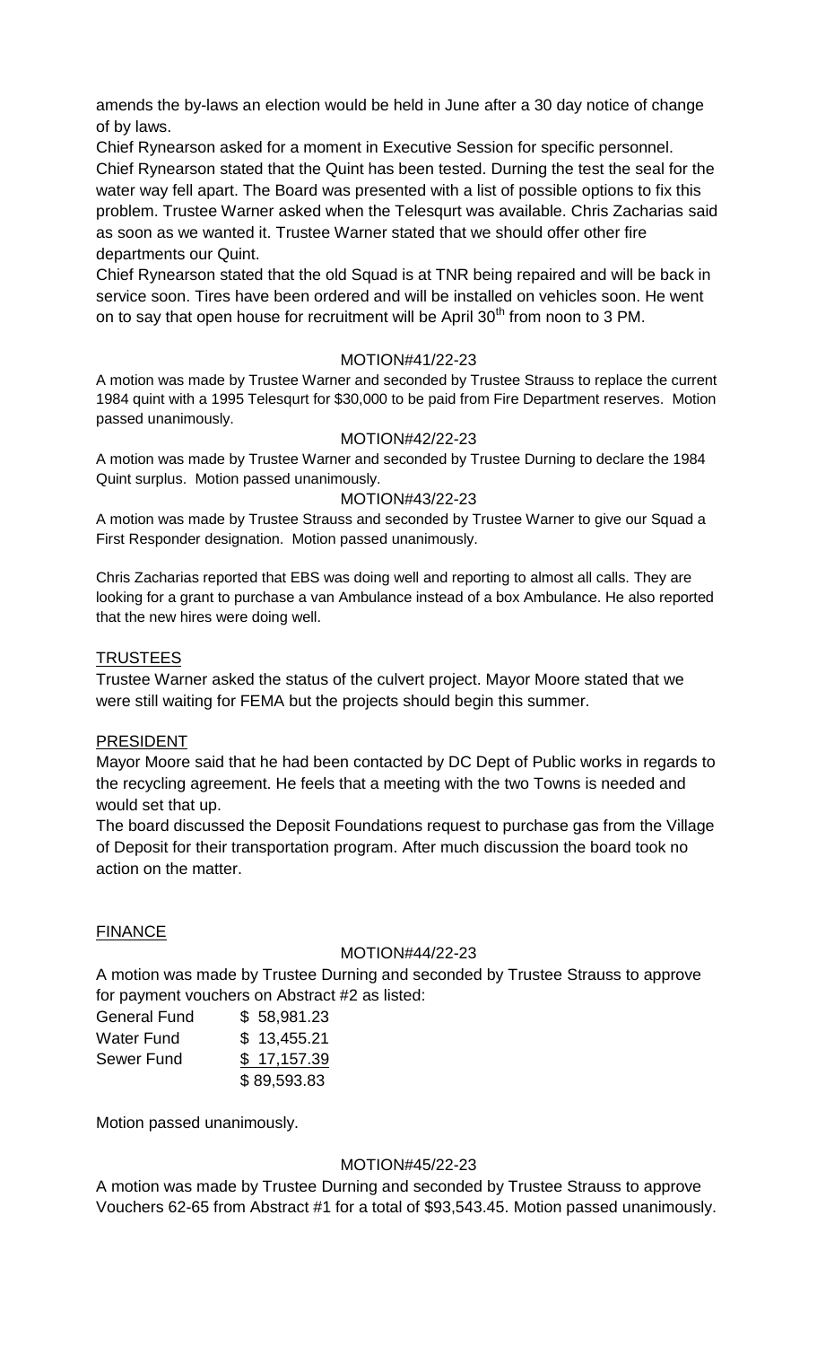amends the by-laws an election would be held in June after a 30 day notice of change of by laws.

Chief Rynearson asked for a moment in Executive Session for specific personnel.
Chief Rynearson stated that the Quint has been tested. Durning the test the seal for the water way fell apart. The Board was presented with a list of possible options to fix this problem. Trustee Warner asked when the Telesqurt was available. Chris Zacharias said as soon as we wanted it. Trustee Warner stated that we should offer other fire departments our Quint.

Chief Rynearson stated that the old Squad is at TNR being repaired and will be back in service soon. Tires have been ordered and will be installed on vehicles soon. He went on to say that open house for recruitment will be April 30th from noon to 3 PM.

MOTION#41/22-23

A motion was made by Trustee Warner and seconded by Trustee Strauss to replace the current 1984 quint with a 1995 Telesqurt for $30,000 to be paid from Fire Department reserves. Motion passed unanimously.

MOTION#42/22-23

A motion was made by Trustee Warner and seconded by Trustee Durning to declare the 1984 Quint surplus. Motion passed unanimously.

MOTION#43/22-23

A motion was made by Trustee Strauss and seconded by Trustee Warner to give our Squad a First Responder designation. Motion passed unanimously.

Chris Zacharias reported that EBS was doing well and reporting to almost all calls. They are looking for a grant to purchase a van Ambulance instead of a box Ambulance. He also reported that the new hires were doing well.

## TRUSTEES

Trustee Warner asked the status of the culvert project. Mayor Moore stated that we were still waiting for FEMA but the projects should begin this summer.

## PRESIDENT

Mayor Moore said that he had been contacted by DC Dept of Public works in regards to the recycling agreement. He feels that a meeting with the two Towns is needed and would set that up.

The board discussed the Deposit Foundations request to purchase gas from the Village of Deposit for their transportation program. After much discussion the board took no action on the matter.

## FINANCE

MOTION#44/22-23

A motion was made by Trustee Durning and seconded by Trustee Strauss to approve for payment vouchers on Abstract #2 as listed:

| | |
|---|---|
| General Fund | $ 58,981.23 |
| Water Fund | $ 13,455.21 |
| Sewer Fund | $ 17,157.39 |
| | $ 89,593.83 |

Motion passed unanimously.

MOTION#45/22-23

A motion was made by Trustee Durning and seconded by Trustee Strauss to approve Vouchers 62-65 from Abstract #1 for a total of $93,543.45. Motion passed unanimously.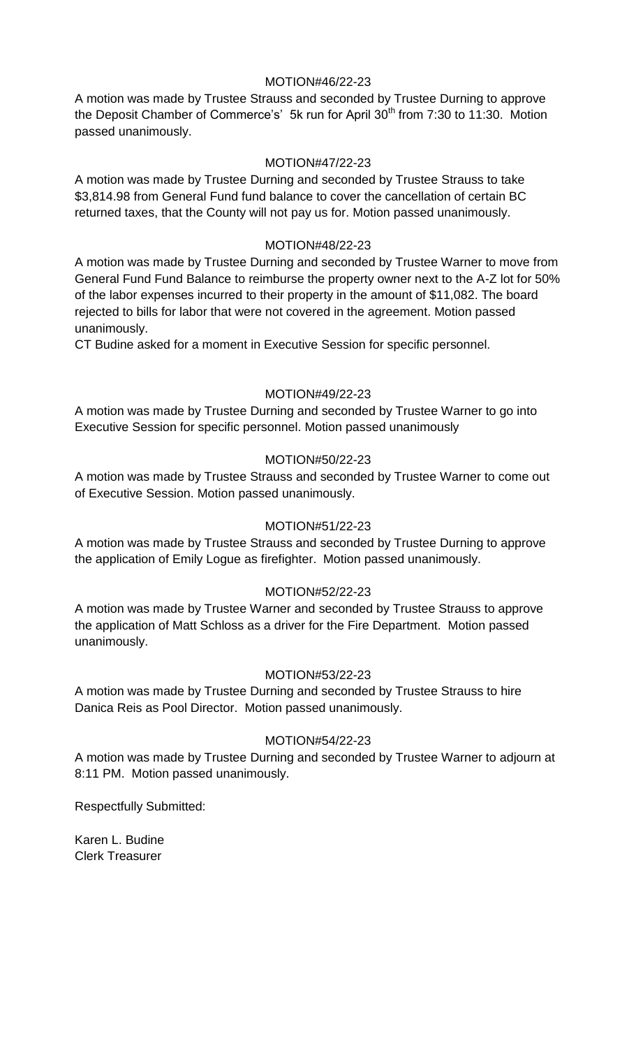MOTION#46/22-23

A motion was made by Trustee Strauss and seconded by Trustee Durning to approve the Deposit Chamber of Commerce's' 5k run for April 30th from 7:30 to 11:30. Motion passed unanimously.

MOTION#47/22-23

A motion was made by Trustee Durning and seconded by Trustee Strauss to take \$3,814.98 from General Fund fund balance to cover the cancellation of certain BC returned taxes, that the County will not pay us for. Motion passed unanimously.

MOTION#48/22-23

A motion was made by Trustee Durning and seconded by Trustee Warner to move from General Fund Fund Balance to reimburse the property owner next to the A-Z lot for 50% of the labor expenses incurred to their property in the amount of \$11,082. The board rejected to bills for labor that were not covered in the agreement. Motion passed unanimously.

CT Budine asked for a moment in Executive Session for specific personnel.

MOTION#49/22-23

A motion was made by Trustee Durning and seconded by Trustee Warner to go into Executive Session for specific personnel. Motion passed unanimously

MOTION#50/22-23

A motion was made by Trustee Strauss and seconded by Trustee Warner to come out of Executive Session. Motion passed unanimously.

MOTION#51/22-23

A motion was made by Trustee Strauss and seconded by Trustee Durning to approve the application of Emily Logue as firefighter. Motion passed unanimously.

MOTION#52/22-23

A motion was made by Trustee Warner and seconded by Trustee Strauss to approve the application of Matt Schloss as a driver for the Fire Department. Motion passed unanimously.

MOTION#53/22-23

A motion was made by Trustee Durning and seconded by Trustee Strauss to hire Danica Reis as Pool Director. Motion passed unanimously.

MOTION#54/22-23

A motion was made by Trustee Durning and seconded by Trustee Warner to adjourn at 8:11 PM. Motion passed unanimously.

Respectfully Submitted:

Karen L. Budine
Clerk Treasurer